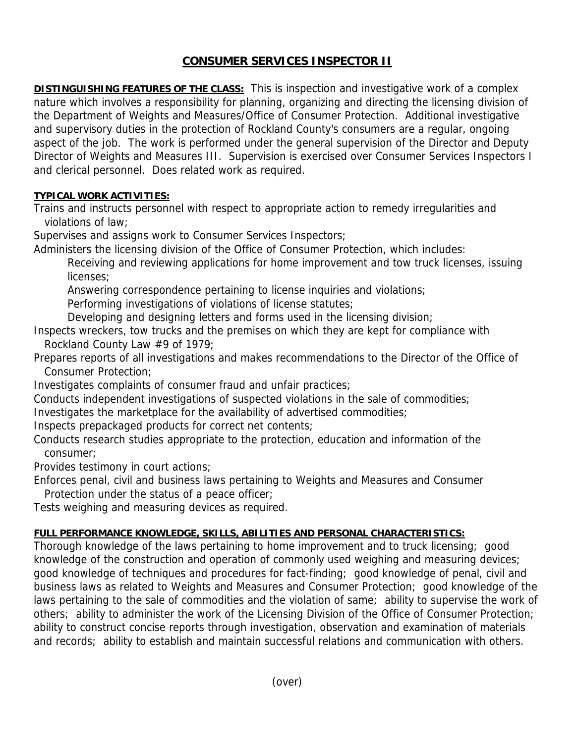# CONSUMER SERVICES INSPECTOR II

**DISTINGUISHING FEATURES OF THE CLASS:** This is inspection and investigative work of a complex nature which involves a responsibility for planning, organizing and directing the licensing division of the Department of Weights and Measures/Office of Consumer Protection. Additional investigative and supervisory duties in the protection of Rockland County's consumers are a regular, ongoing aspect of the job. The work is performed under the general supervision of the Director and Deputy Director of Weights and Measures III. Supervision is exercised over Consumer Services Inspectors I and clerical personnel. Does related work as required.

**TYPICAL WORK ACTIVITIES:**

Trains and instructs personnel with respect to appropriate action to remedy irregularities and violations of law;

Supervises and assigns work to Consumer Services Inspectors;

Administers the licensing division of the Office of Consumer Protection, which includes:

- Receiving and reviewing applications for home improvement and tow truck licenses, issuing licenses;
- Answering correspondence pertaining to license inquiries and violations;
- Performing investigations of violations of license statutes;
- Developing and designing letters and forms used in the licensing division;

Inspects wreckers, tow trucks and the premises on which they are kept for compliance with Rockland County Law #9 of 1979;

Prepares reports of all investigations and makes recommendations to the Director of the Office of Consumer Protection;

Investigates complaints of consumer fraud and unfair practices;

Conducts independent investigations of suspected violations in the sale of commodities;

Investigates the marketplace for the availability of advertised commodities;

Inspects prepackaged products for correct net contents;

Conducts research studies appropriate to the protection, education and information of the consumer;

Provides testimony in court actions;

Enforces penal, civil and business laws pertaining to Weights and Measures and Consumer Protection under the status of a peace officer;

Tests weighing and measuring devices as required.

**FULL PERFORMANCE KNOWLEDGE, SKILLS, ABILITIES AND PERSONAL CHARACTERISTICS:**

Thorough knowledge of the laws pertaining to home improvement and to truck licensing; good knowledge of the construction and operation of commonly used weighing and measuring devices; good knowledge of techniques and procedures for fact-finding; good knowledge of penal, civil and business laws as related to Weights and Measures and Consumer Protection; good knowledge of the laws pertaining to the sale of commodities and the violation of same; ability to supervise the work of others; ability to administer the work of the Licensing Division of the Office of Consumer Protection; ability to construct concise reports through investigation, observation and examination of materials and records; ability to establish and maintain successful relations and communication with others.

(over)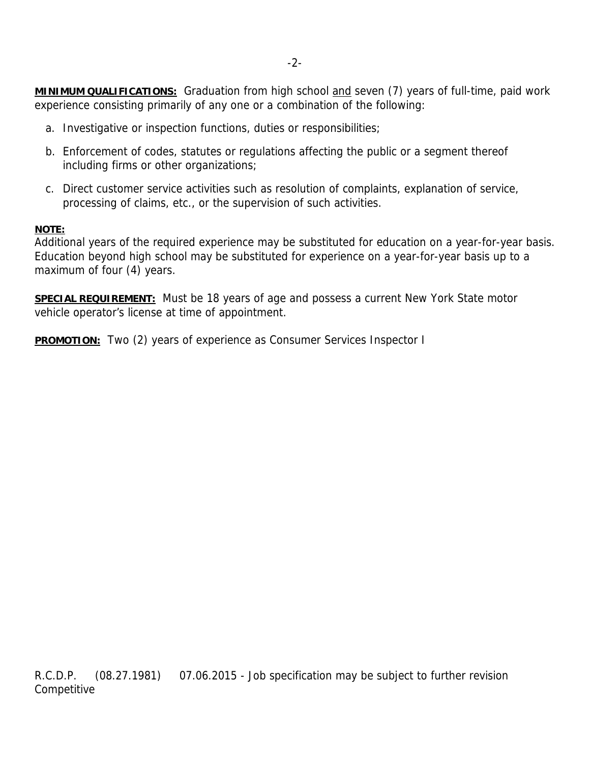**MINIMUM QUALIFICATIONS:** Graduation from high school and seven (7) years of full-time, paid work experience consisting primarily of any one or a combination of the following:

a. Investigative or inspection functions, duties or responsibilities;

b. Enforcement of codes, statutes or regulations affecting the public or a segment thereof including firms or other organizations;

c. Direct customer service activities such as resolution of complaints, explanation of service, processing of claims, etc., or the supervision of such activities.

**NOTE:**
Additional years of the required experience may be substituted for education on a year-for-year basis. Education beyond high school may be substituted for experience on a year-for-year basis up to a maximum of four (4) years.

**SPECIAL REQUIREMENT:** Must be 18 years of age and possess a current New York State motor vehicle operator's license at time of appointment.

**PROMOTION:** Two (2) years of experience as Consumer Services Inspector I

R.C.D.P. (08.27.1981) 07.06.2015 - Job specification may be subject to further revision
Competitive